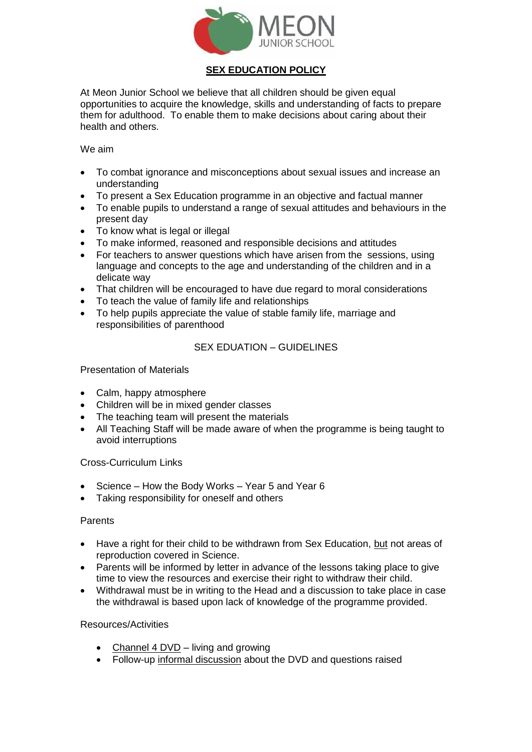MEON JUNIOR SCHOOL

# SEX EDUCATION POLICY

At Meon Junior School we believe that all children should be given equal opportunities to acquire the knowledge, skills and understanding of facts to prepare them for adulthood. To enable them to make decisions about caring about their health and others.

We aim

- To combat ignorance and misconceptions about sexual issues and increase an understanding
- To present a Sex Education programme in an objective and factual manner
- To enable pupils to understand a range of sexual attitudes and behaviours in the present day
- To know what is legal or illegal
- To make informed, reasoned and responsible decisions and attitudes
- For teachers to answer questions which have arisen from the sessions, using language and concepts to the age and understanding of the children and in a delicate way
- That children will be encouraged to have due regard to moral considerations
- To teach the value of family life and relationships
- To help pupils appreciate the value of stable family life, marriage and responsibilities of parenthood

## SEX EDUATION – GUIDELINES

Presentation of Materials

- Calm, happy atmosphere
- Children will be in mixed gender classes
- The teaching team will present the materials
- All Teaching Staff will be made aware of when the programme is being taught to avoid interruptions

Cross-Curriculum Links

- Science – How the Body Works – Year 5 and Year 6
- Taking responsibility for oneself and others

Parents

- Have a right for their child to be withdrawn from Sex Education, but not areas of reproduction covered in Science.
- Parents will be informed by letter in advance of the lessons taking place to give time to view the resources and exercise their right to withdraw their child.
- Withdrawal must be in writing to the Head and a discussion to take place in case the withdrawal is based upon lack of knowledge of the programme provided.

Resources/Activities

- Channel 4 DVD – living and growing
- Follow-up informal discussion about the DVD and questions raised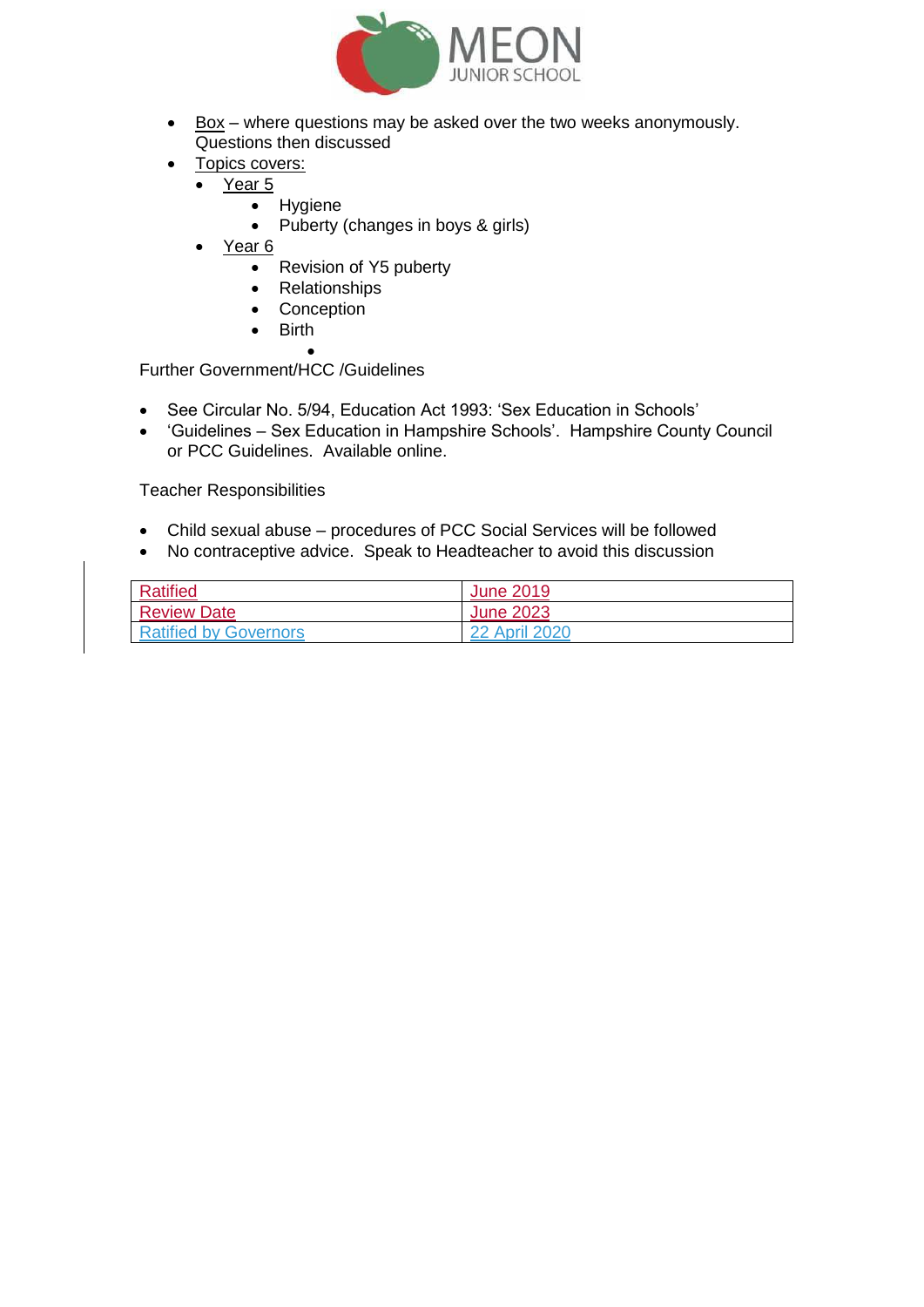- Box – where questions may be asked over the two weeks anonymously. Questions then discussed
- Topics covers:
  - Year 5
    - Hygiene
    - Puberty (changes in boys & girls)
  - Year 6
    - Revision of Y5 puberty
    - Relationships
    - Conception
    - Birth

Further Government/HCC /Guidelines

- See Circular No. 5/94, Education Act 1993: 'Sex Education in Schools'
- 'Guidelines – Sex Education in Hampshire Schools'. Hampshire County Council or PCC Guidelines. Available online.

Teacher Responsibilities

- Child sexual abuse – procedures of PCC Social Services will be followed
- No contraceptive advice. Speak to Headteacher to avoid this discussion

| | |
|---|---|
| Ratified | June 2019 |
| Review Date | June 2023 |
| Ratified by Governors | 22 April 2020 |